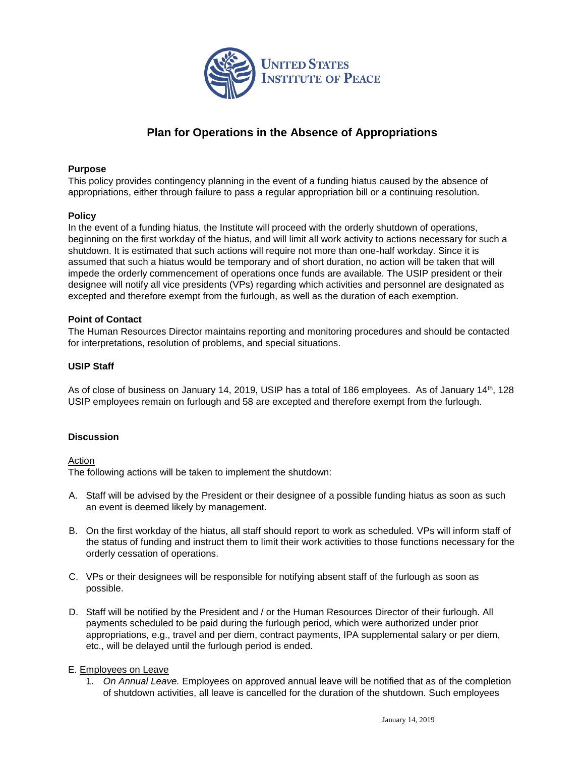UNITED STATES INSTITUTE OF PEACE

# Plan for Operations in the Absence of Appropriations

### Purpose

This policy provides contingency planning in the event of a funding hiatus caused by the absence of appropriations, either through failure to pass a regular appropriation bill or a continuing resolution.

### Policy

In the event of a funding hiatus, the Institute will proceed with the orderly shutdown of operations, beginning on the first workday of the hiatus, and will limit all work activity to actions necessary for such a shutdown. It is estimated that such actions will require not more than one-half workday. Since it is assumed that such a hiatus would be temporary and of short duration, no action will be taken that will impede the orderly commencement of operations once funds are available. The USIP president or their designee will notify all vice presidents (VPs) regarding which activities and personnel are designated as excepted and therefore exempt from the furlough, as well as the duration of each exemption.

### Point of Contact

The Human Resources Director maintains reporting and monitoring procedures and should be contacted for interpretations, resolution of problems, and special situations.

### USIP Staff

As of close of business on January 14, 2019, USIP has a total of 186 employees. As of January 14th, 128 USIP employees remain on furlough and 58 are excepted and therefore exempt from the furlough.

### Discussion

Action

The following actions will be taken to implement the shutdown:

A. Staff will be advised by the President or their designee of a possible funding hiatus as soon as such an event is deemed likely by management.

B. On the first workday of the hiatus, all staff should report to work as scheduled. VPs will inform staff of the status of funding and instruct them to limit their work activities to those functions necessary for the orderly cessation of operations.

C. VPs or their designees will be responsible for notifying absent staff of the furlough as soon as possible.

D. Staff will be notified by the President and / or the Human Resources Director of their furlough. All payments scheduled to be paid during the furlough period, which were authorized under prior appropriations, e.g., travel and per diem, contract payments, IPA supplemental salary or per diem, etc., will be delayed until the furlough period is ended.

E. Employees on Leave

1. *On Annual Leave.* Employees on approved annual leave will be notified that as of the completion of shutdown activities, all leave is cancelled for the duration of the shutdown. Such employees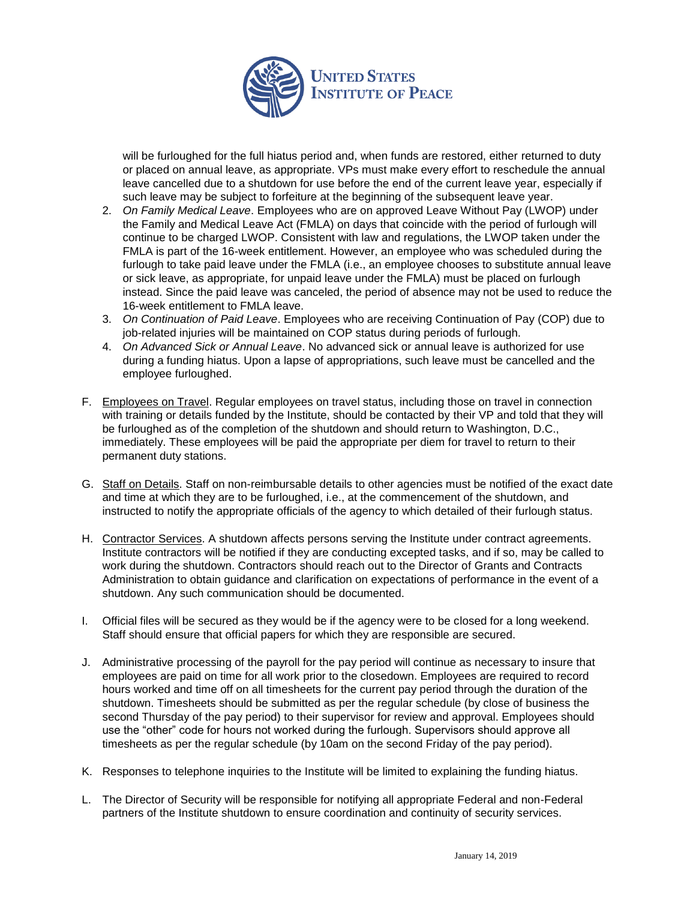will be furloughed for the full hiatus period and, when funds are restored, either returned to duty or placed on annual leave, as appropriate. VPs must make every effort to reschedule the annual leave cancelled due to a shutdown for use before the end of the current leave year, especially if such leave may be subject to forfeiture at the beginning of the subsequent leave year.

2. *On Family Medical Leave*. Employees who are on approved Leave Without Pay (LWOP) under the Family and Medical Leave Act (FMLA) on days that coincide with the period of furlough will continue to be charged LWOP. Consistent with law and regulations, the LWOP taken under the FMLA is part of the 16-week entitlement. However, an employee who was scheduled during the furlough to take paid leave under the FMLA (i.e., an employee chooses to substitute annual leave or sick leave, as appropriate, for unpaid leave under the FMLA) must be placed on furlough instead. Since the paid leave was canceled, the period of absence may not be used to reduce the 16-week entitlement to FMLA leave.
3. *On Continuation of Paid Leave*. Employees who are receiving Continuation of Pay (COP) due to job-related injuries will be maintained on COP status during periods of furlough.
4. *On Advanced Sick or Annual Leave*. No advanced sick or annual leave is authorized for use during a funding hiatus. Upon a lapse of appropriations, such leave must be cancelled and the employee furloughed.

F. Employees on Travel. Regular employees on travel status, including those on travel in connection with training or details funded by the Institute, should be contacted by their VP and told that they will be furloughed as of the completion of the shutdown and should return to Washington, D.C., immediately. These employees will be paid the appropriate per diem for travel to return to their permanent duty stations.

G. Staff on Details. Staff on non-reimbursable details to other agencies must be notified of the exact date and time at which they are to be furloughed, i.e., at the commencement of the shutdown, and instructed to notify the appropriate officials of the agency to which detailed of their furlough status.

H. Contractor Services. A shutdown affects persons serving the Institute under contract agreements. Institute contractors will be notified if they are conducting excepted tasks, and if so, may be called to work during the shutdown. Contractors should reach out to the Director of Grants and Contracts Administration to obtain guidance and clarification on expectations of performance in the event of a shutdown. Any such communication should be documented.

I. Official files will be secured as they would be if the agency were to be closed for a long weekend. Staff should ensure that official papers for which they are responsible are secured.

J. Administrative processing of the payroll for the pay period will continue as necessary to insure that employees are paid on time for all work prior to the closedown. Employees are required to record hours worked and time off on all timesheets for the current pay period through the duration of the shutdown. Timesheets should be submitted as per the regular schedule (by close of business the second Thursday of the pay period) to their supervisor for review and approval. Employees should use the "other" code for hours not worked during the furlough. Supervisors should approve all timesheets as per the regular schedule (by 10am on the second Friday of the pay period).

K. Responses to telephone inquiries to the Institute will be limited to explaining the funding hiatus.

L. The Director of Security will be responsible for notifying all appropriate Federal and non-Federal partners of the Institute shutdown to ensure coordination and continuity of security services.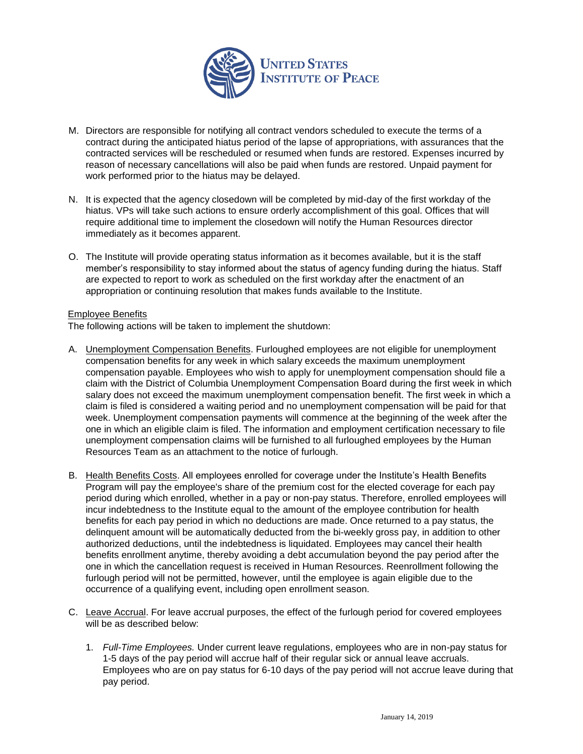M. Directors are responsible for notifying all contract vendors scheduled to execute the terms of a contract during the anticipated hiatus period of the lapse of appropriations, with assurances that the contracted services will be rescheduled or resumed when funds are restored. Expenses incurred by reason of necessary cancellations will also be paid when funds are restored. Unpaid payment for work performed prior to the hiatus may be delayed.

N. It is expected that the agency closedown will be completed by mid-day of the first workday of the hiatus. VPs will take such actions to ensure orderly accomplishment of this goal. Offices that will require additional time to implement the closedown will notify the Human Resources director immediately as it becomes apparent.

O. The Institute will provide operating status information as it becomes available, but it is the staff member's responsibility to stay informed about the status of agency funding during the hiatus. Staff are expected to report to work as scheduled on the first workday after the enactment of an appropriation or continuing resolution that makes funds available to the Institute.

<u>Employee Benefits</u>

The following actions will be taken to implement the shutdown:

A. <u>Unemployment Compensation Benefits</u>. Furloughed employees are not eligible for unemployment compensation benefits for any week in which salary exceeds the maximum unemployment compensation payable. Employees who wish to apply for unemployment compensation should file a claim with the District of Columbia Unemployment Compensation Board during the first week in which salary does not exceed the maximum unemployment compensation benefit. The first week in which a claim is filed is considered a waiting period and no unemployment compensation will be paid for that week. Unemployment compensation payments will commence at the beginning of the week after the one in which an eligible claim is filed. The information and employment certification necessary to file unemployment compensation claims will be furnished to all furloughed employees by the Human Resources Team as an attachment to the notice of furlough.

B. <u>Health Benefits Costs</u>. All employees enrolled for coverage under the Institute's Health Benefits Program will pay the employee's share of the premium cost for the elected coverage for each pay period during which enrolled, whether in a pay or non-pay status. Therefore, enrolled employees will incur indebtedness to the Institute equal to the amount of the employee contribution for health benefits for each pay period in which no deductions are made. Once returned to a pay status, the delinquent amount will be automatically deducted from the bi-weekly gross pay, in addition to other authorized deductions, until the indebtedness is liquidated. Employees may cancel their health benefits enrollment anytime, thereby avoiding a debt accumulation beyond the pay period after the one in which the cancellation request is received in Human Resources. Reenrollment following the furlough period will not be permitted, however, until the employee is again eligible due to the occurrence of a qualifying event, including open enrollment season.

C. <u>Leave Accrual</u>. For leave accrual purposes, the effect of the furlough period for covered employees will be as described below:

   1. *Full-Time Employees.* Under current leave regulations, employees who are in non-pay status for 1-5 days of the pay period will accrue half of their regular sick or annual leave accruals. Employees who are on pay status for 6-10 days of the pay period will not accrue leave during that pay period.

January 14, 2019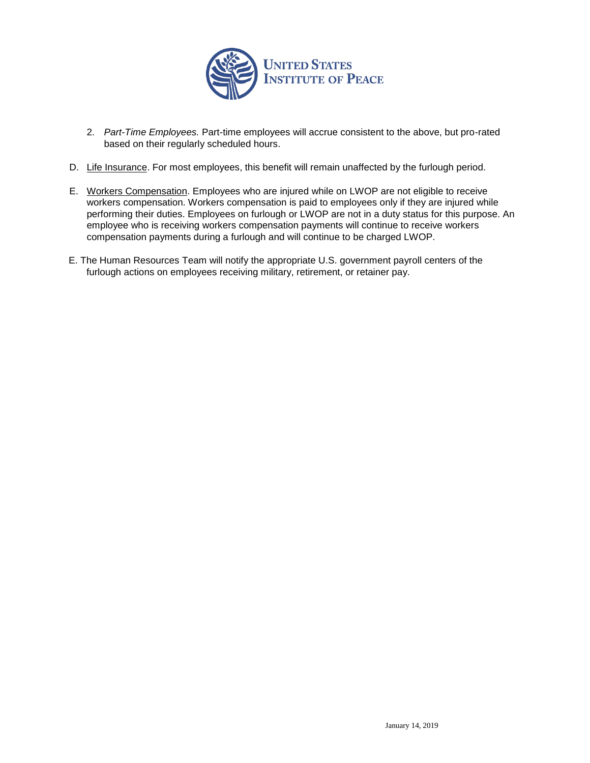2. *Part-Time Employees.* Part-time employees will accrue consistent to the above, but pro-rated based on their regularly scheduled hours.

D. Life Insurance. For most employees, this benefit will remain unaffected by the furlough period.

E. Workers Compensation. Employees who are injured while on LWOP are not eligible to receive workers compensation. Workers compensation is paid to employees only if they are injured while performing their duties. Employees on furlough or LWOP are not in a duty status for this purpose. An employee who is receiving workers compensation payments will continue to receive workers compensation payments during a furlough and will continue to be charged LWOP.

E. The Human Resources Team will notify the appropriate U.S. government payroll centers of the furlough actions on employees receiving military, retirement, or retainer pay.

January 14, 2019